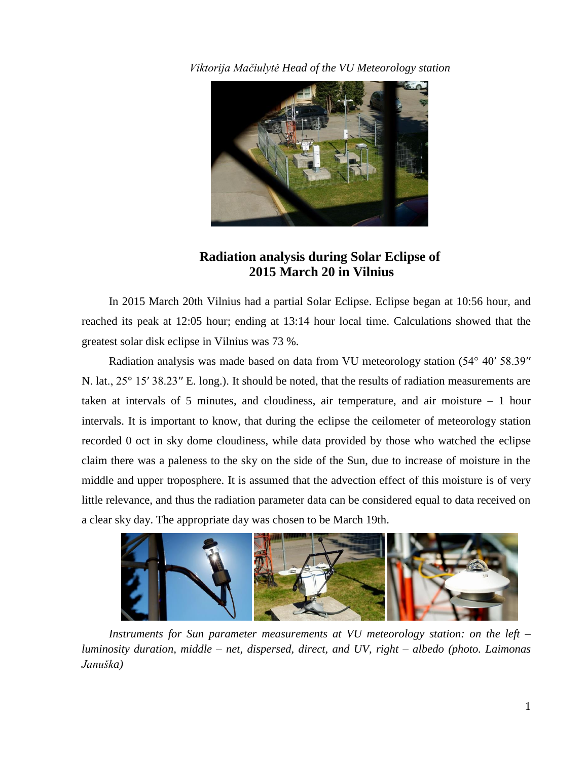*Viktorija Mačiulytė Head of the VU Meteorology station*

# Radiation analysis during Solar Eclipse of 2015 March 20 in Vilnius

In 2015 March 20th Vilnius had a partial Solar Eclipse. Eclipse began at 10:56 hour, and reached its peak at 12:05 hour; ending at 13:14 hour local time. Calculations showed that the greatest solar disk eclipse in Vilnius was 73 %.

Radiation analysis was made based on data from VU meteorology station (54° 40′ 58.39″ N. lat., 25° 15′ 38.23″ E. long.). It should be noted, that the results of radiation measurements are taken at intervals of 5 minutes, and cloudiness, air temperature, and air moisture – 1 hour intervals. It is important to know, that during the eclipse the ceilometer of meteorology station recorded 0 oct in sky dome cloudiness, while data provided by those who watched the eclipse claim there was a paleness to the sky on the side of the Sun, due to increase of moisture in the middle and upper troposphere. It is assumed that the advection effect of this moisture is of very little relevance, and thus the radiation parameter data can be considered equal to data received on a clear sky day. The appropriate day was chosen to be March 19th.

*Instruments for Sun parameter measurements at VU meteorology station: on the left – luminosity duration, middle – net, dispersed, direct, and UV, right – albedo (photo. Laimonas Januška)*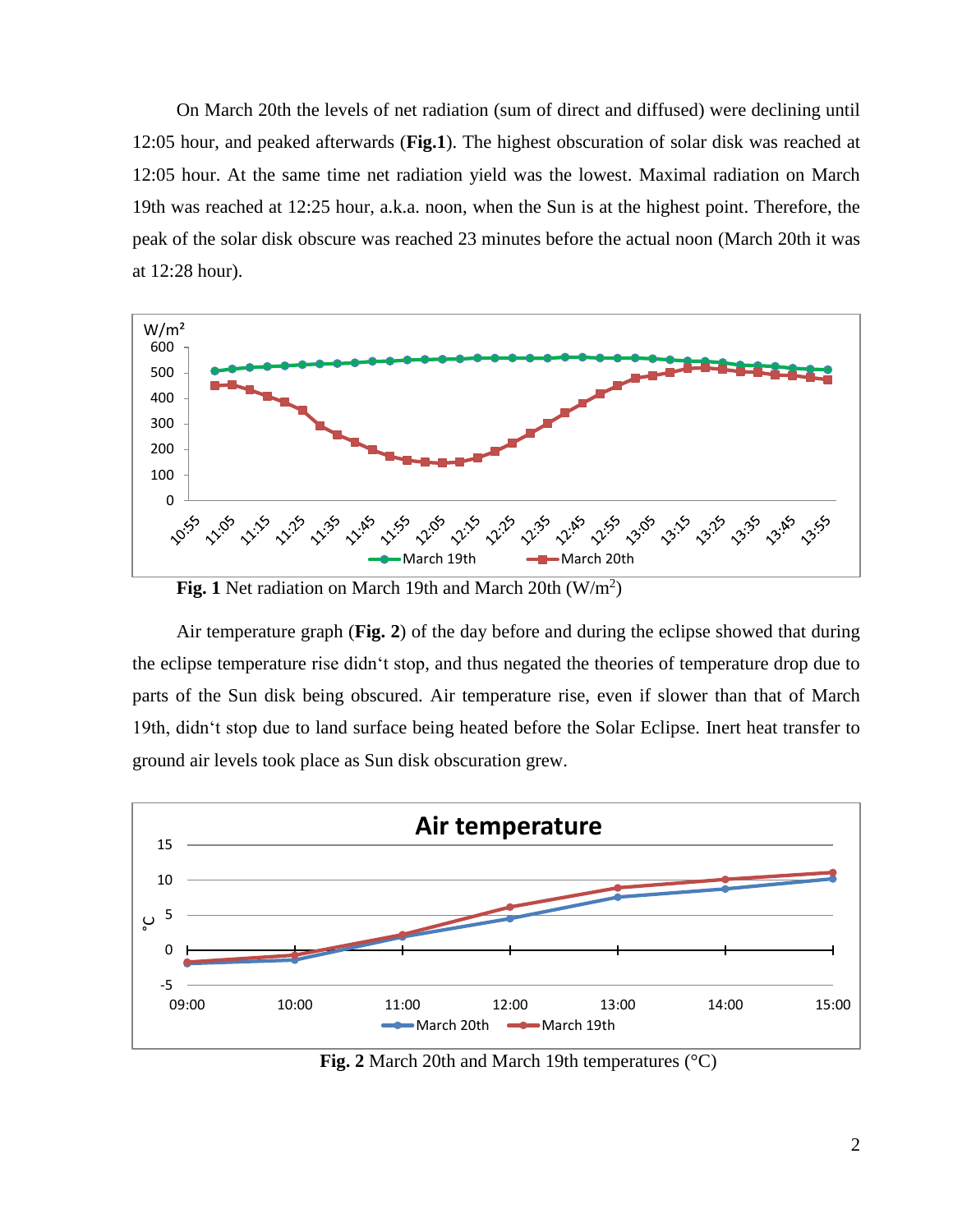On March 20th the levels of net radiation (sum of direct and diffused) were declining until 12:05 hour, and peaked afterwards (**Fig.1**). The highest obscuration of solar disk was reached at 12:05 hour. At the same time net radiation yield was the lowest. Maximal radiation on March 19th was reached at 12:25 hour, a.k.a. noon, when the Sun is at the highest point. Therefore, the peak of the solar disk obscure was reached 23 minutes before the actual noon (March 20th it was at 12:28 hour).

**Fig. 1** Net radiation on March 19th and March 20th (W/m$^2$)

Air temperature graph (**Fig. 2**) of the day before and during the eclipse showed that during the eclipse temperature rise didn't stop, and thus negated the theories of temperature drop due to parts of the Sun disk being obscured. Air temperature rise, even if slower than that of March 19th, didn't stop due to land surface being heated before the Solar Eclipse. Inert heat transfer to ground air levels took place as Sun disk obscuration grew.

**Fig. 2** March 20th and March 19th temperatures (°C)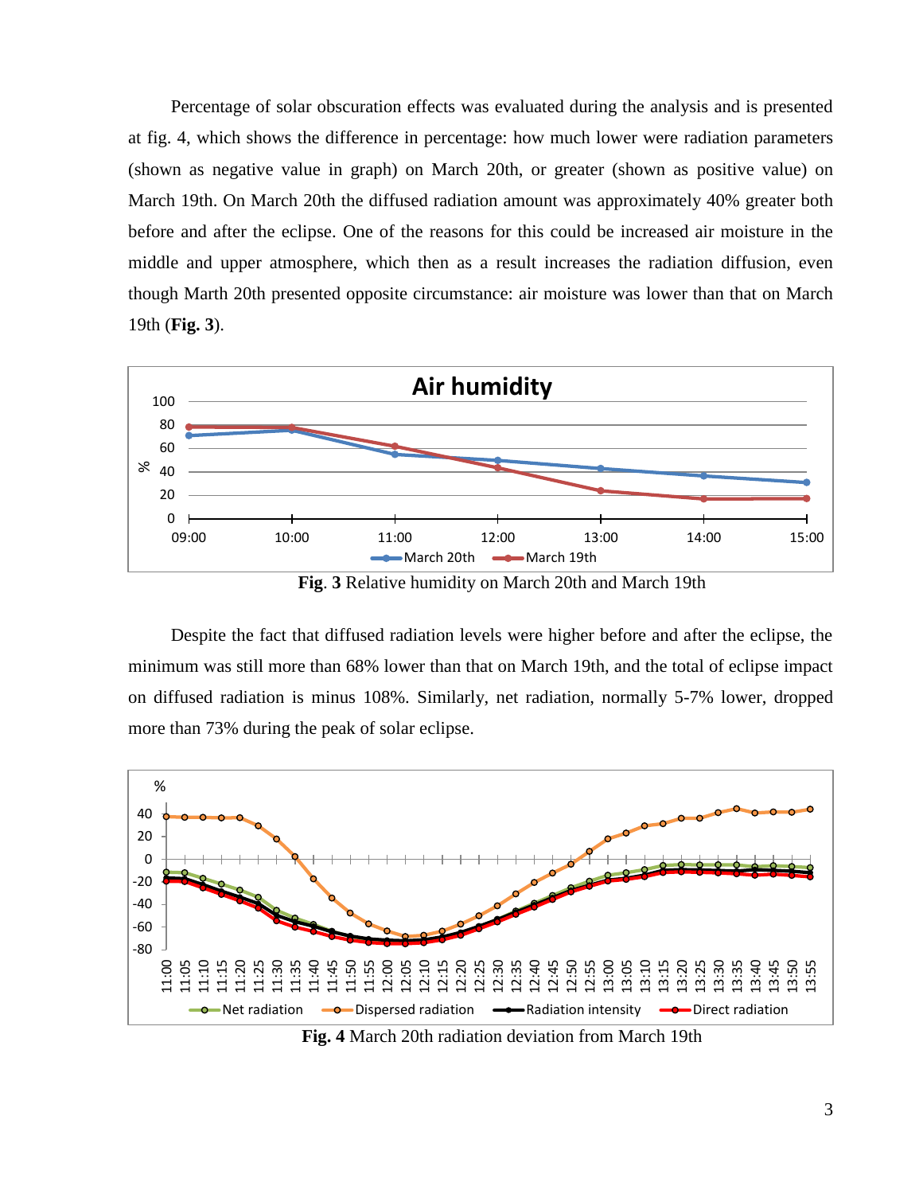Percentage of solar obscuration effects was evaluated during the analysis and is presented at fig. 4, which shows the difference in percentage: how much lower were radiation parameters (shown as negative value in graph) on March 20th, or greater (shown as positive value) on March 19th. On March 20th the diffused radiation amount was approximately 40% greater both before and after the eclipse. One of the reasons for this could be increased air moisture in the middle and upper atmosphere, which then as a result increases the radiation diffusion, even though Marth 20th presented opposite circumstance: air moisture was lower than that on March 19th (**Fig. 3**).

**Fig**. **3** Relative humidity on March 20th and March 19th

Despite the fact that diffused radiation levels were higher before and after the eclipse, the minimum was still more than 68% lower than that on March 19th, and the total of eclipse impact on diffused radiation is minus 108%. Similarly, net radiation, normally 5-7% lower, dropped more than 73% during the peak of solar eclipse.

**Fig. 4** March 20th radiation deviation from March 19th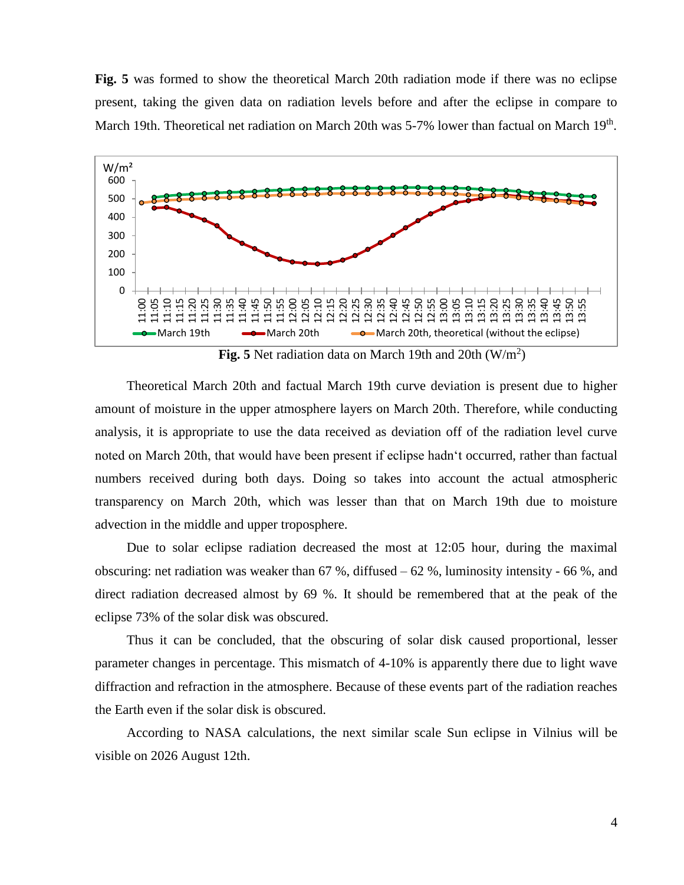**Fig. 5** was formed to show the theoretical March 20th radiation mode if there was no eclipse present, taking the given data on radiation levels before and after the eclipse in compare to March 19th. Theoretical net radiation on March 20th was 5-7% lower than factual on March 19th.

W/m²
600
500
400
300
200
100
0

11:00 11:05 11:10 11:15 11:20 11:25 11:30 11:35 11:40 11:45 11:50 11:55 12:00 12:05 12:10 12:15 12:20 12:25 12:30 12:35 12:40 12:45 12:50 12:55 13:00 13:05 13:10 13:15 13:20 13:25 13:30 13:35 13:40 13:45 13:50 13:55

March 19th
March 20th
March 20th, theoretical (without the eclipse)

**Fig. 5** Net radiation data on March 19th and 20th (W/m$^2$)

Theoretical March 20th and factual March 19th curve deviation is present due to higher amount of moisture in the upper atmosphere layers on March 20th. Therefore, while conducting analysis, it is appropriate to use the data received as deviation off of the radiation level curve noted on March 20th, that would have been present if eclipse hadn't occurred, rather than factual numbers received during both days. Doing so takes into account the actual atmospheric transparency on March 20th, which was lesser than that on March 19th due to moisture advection in the middle and upper troposphere.

Due to solar eclipse radiation decreased the most at 12:05 hour, during the maximal obscuring: net radiation was weaker than 67 %, diffused – 62 %, luminosity intensity - 66 %, and direct radiation decreased almost by 69 %. It should be remembered that at the peak of the eclipse 73% of the solar disk was obscured.

Thus it can be concluded, that the obscuring of solar disk caused proportional, lesser parameter changes in percentage. This mismatch of 4-10% is apparently there due to light wave diffraction and refraction in the atmosphere. Because of these events part of the radiation reaches the Earth even if the solar disk is obscured.

According to NASA calculations, the next similar scale Sun eclipse in Vilnius will be visible on 2026 August 12th.